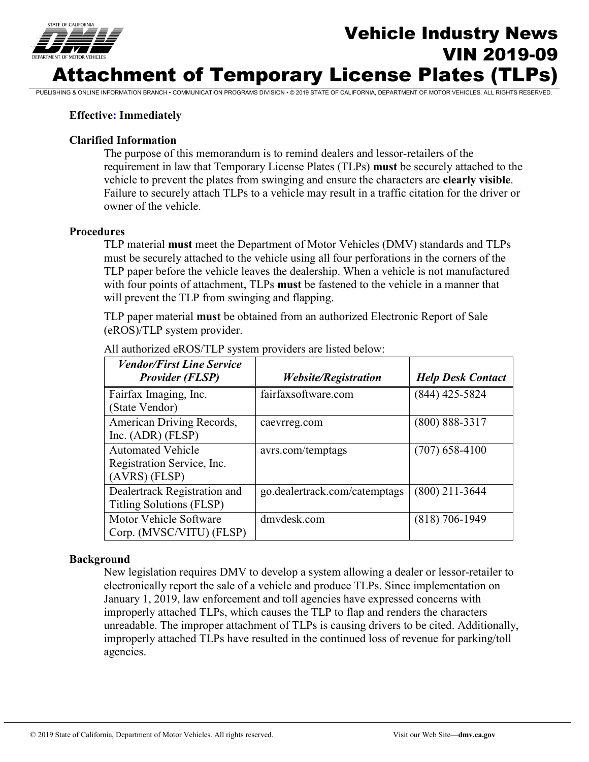# Vehicle Industry News
## VIN 2019-09
# Attachment of Temporary License Plates (TLPs)

PUBLISHING & ONLINE INFORMATION BRANCH • COMMUNICATION PROGRAMS DIVISION • © 2019 STATE OF CALIFORNIA, DEPARTMENT OF MOTOR VEHICLES. ALL RIGHTS RESERVED.

**Effective: Immediately**

**Clarified Information**

The purpose of this memorandum is to remind dealers and lessor-retailers of the requirement in law that Temporary License Plates (TLPs) **must** be securely attached to the vehicle to prevent the plates from swinging and ensure the characters are **clearly visible**. Failure to securely attach TLPs to a vehicle may result in a traffic citation for the driver or owner of the vehicle.

**Procedures**

TLP material **must** meet the Department of Motor Vehicles (DMV) standards and TLPs must be securely attached to the vehicle using all four perforations in the corners of the TLP paper before the vehicle leaves the dealership. When a vehicle is not manufactured with four points of attachment, TLPs **must** be fastened to the vehicle in a manner that will prevent the TLP from swinging and flapping.

TLP paper material **must** be obtained from an authorized Electronic Report of Sale (eROS)/TLP system provider.

All authorized eROS/TLP system providers are listed below:

| ***Vendor/First Line Service Provider (FLSP)*** | ***Website/Registration*** | ***Help Desk Contact*** |
|---|---|---|
| Fairfax Imaging, Inc. (State Vendor) | fairfaxsoftware.com | (844) 425-5824 |
| American Driving Records, Inc. (ADR) (FLSP) | caevrreg.com | (800) 888-3317 |
| Automated Vehicle Registration Service, Inc. (AVRS) (FLSP) | avrs.com/temptags | (707) 658-4100 |
| Dealertrack Registration and Titling Solutions (FLSP) | go.dealertrack.com/catemptags | (800) 211-3644 |
| Motor Vehicle Software Corp. (MVSC/VITU) (FLSP) | dmvdesk.com | (818) 706-1949 |

**Background**

New legislation requires DMV to develop a system allowing a dealer or lessor-retailer to electronically report the sale of a vehicle and produce TLPs. Since implementation on January 1, 2019, law enforcement and toll agencies have expressed concerns with improperly attached TLPs, which causes the TLP to flap and renders the characters unreadable. The improper attachment of TLPs is causing drivers to be cited. Additionally, improperly attached TLPs have resulted in the continued loss of revenue for parking/toll agencies.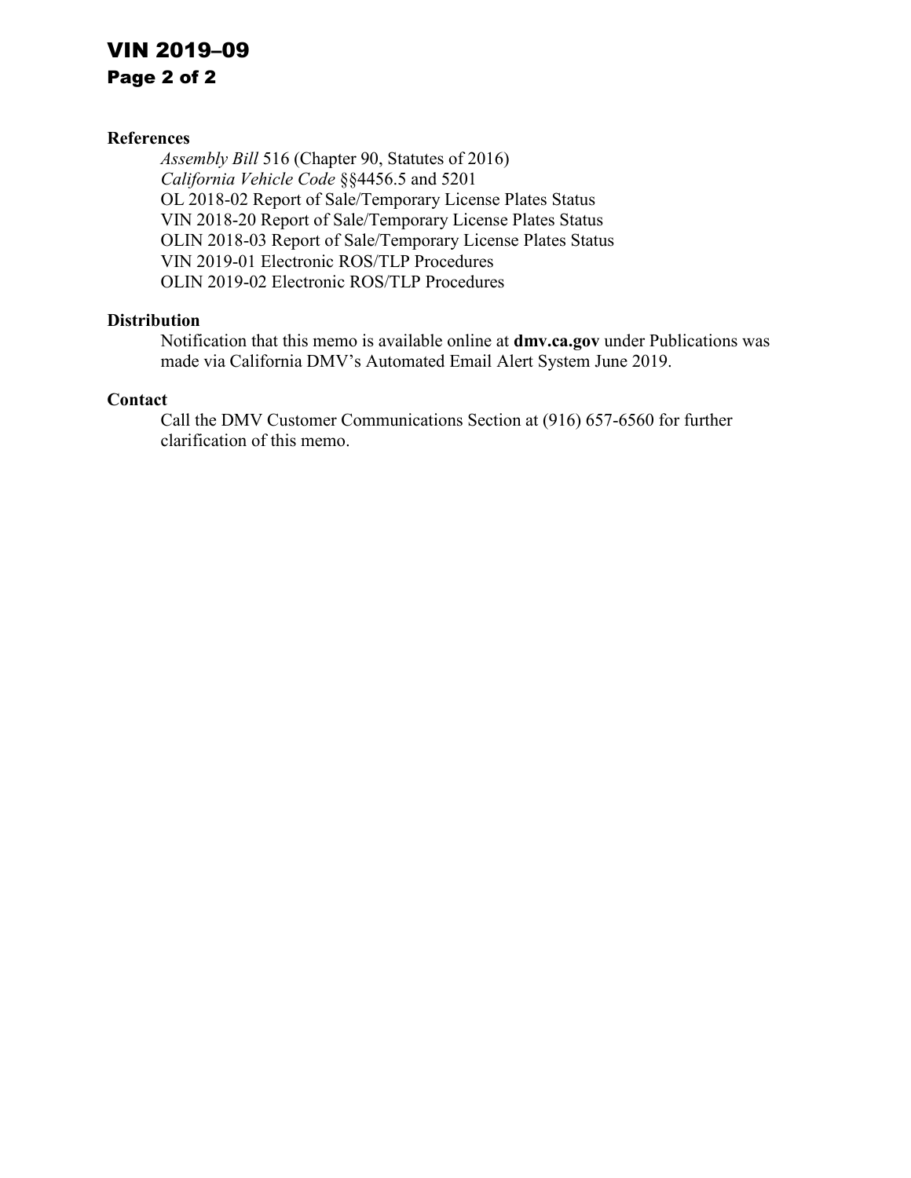**References**

*Assembly Bill* 516 (Chapter 90, Statutes of 2016)
*California Vehicle Code* §§4456.5 and 5201
OL 2018-02 Report of Sale/Temporary License Plates Status
VIN 2018-20 Report of Sale/Temporary License Plates Status
OLIN 2018-03 Report of Sale/Temporary License Plates Status
VIN 2019-01 Electronic ROS/TLP Procedures
OLIN 2019-02 Electronic ROS/TLP Procedures

**Distribution**

Notification that this memo is available online at **dmv.ca.gov** under Publications was made via California DMV's Automated Email Alert System June 2019.

**Contact**

Call the DMV Customer Communications Section at (916) 657-6560 for further clarification of this memo.